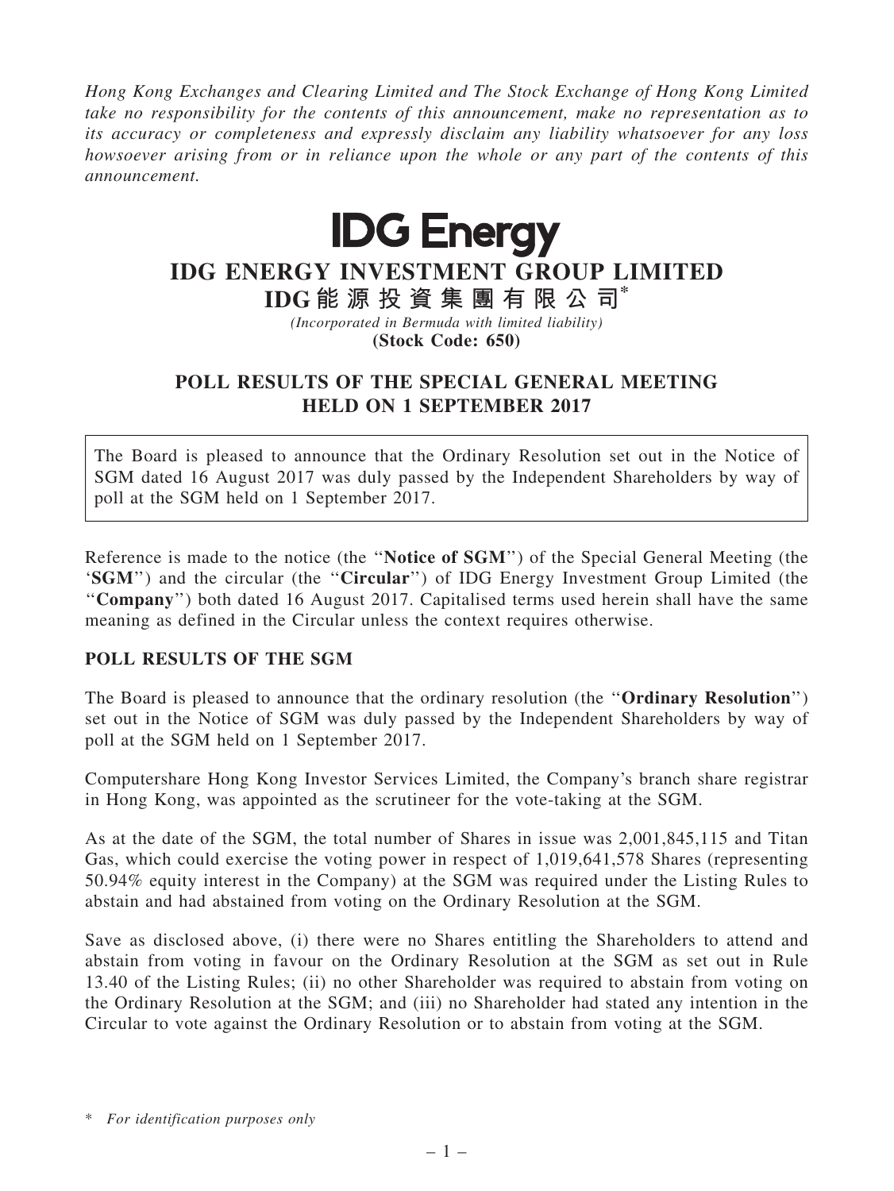*Hong Kong Exchanges and Clearing Limited and The Stock Exchange of Hong Kong Limited take no responsibility for the contents of this announcement, make no representation as to its accuracy or completeness and expressly disclaim any liability whatsoever for any loss howsoever arising from or in reliance upon the whole or any part of the contents of this announcement.*

# IDG Energy

# IDG ENERGY INVESTMENT GROUP LIMITED

# IDG能源投資集團有限公司*

*(Incorporated in Bermuda with limited liability)*

**(Stock Code: 650)**

## POLL RESULTS OF THE SPECIAL GENERAL MEETING HELD ON 1 SEPTEMBER 2017

The Board is pleased to announce that the Ordinary Resolution set out in the Notice of SGM dated 16 August 2017 was duly passed by the Independent Shareholders by way of poll at the SGM held on 1 September 2017.

Reference is made to the notice (the "**Notice of SGM**") of the Special General Meeting (the '**SGM**") and the circular (the "**Circular**") of IDG Energy Investment Group Limited (the "**Company**") both dated 16 August 2017. Capitalised terms used herein shall have the same meaning as defined in the Circular unless the context requires otherwise.

### POLL RESULTS OF THE SGM

The Board is pleased to announce that the ordinary resolution (the "**Ordinary Resolution**") set out in the Notice of SGM was duly passed by the Independent Shareholders by way of poll at the SGM held on 1 September 2017.

Computershare Hong Kong Investor Services Limited, the Company's branch share registrar in Hong Kong, was appointed as the scrutineer for the vote-taking at the SGM.

As at the date of the SGM, the total number of Shares in issue was 2,001,845,115 and Titan Gas, which could exercise the voting power in respect of 1,019,641,578 Shares (representing 50.94% equity interest in the Company) at the SGM was required under the Listing Rules to abstain and had abstained from voting on the Ordinary Resolution at the SGM.

Save as disclosed above, (i) there were no Shares entitling the Shareholders to attend and abstain from voting in favour on the Ordinary Resolution at the SGM as set out in Rule 13.40 of the Listing Rules; (ii) no other Shareholder was required to abstain from voting on the Ordinary Resolution at the SGM; and (iii) no Shareholder had stated any intention in the Circular to vote against the Ordinary Resolution or to abstain from voting at the SGM.

\* *For identification purposes only*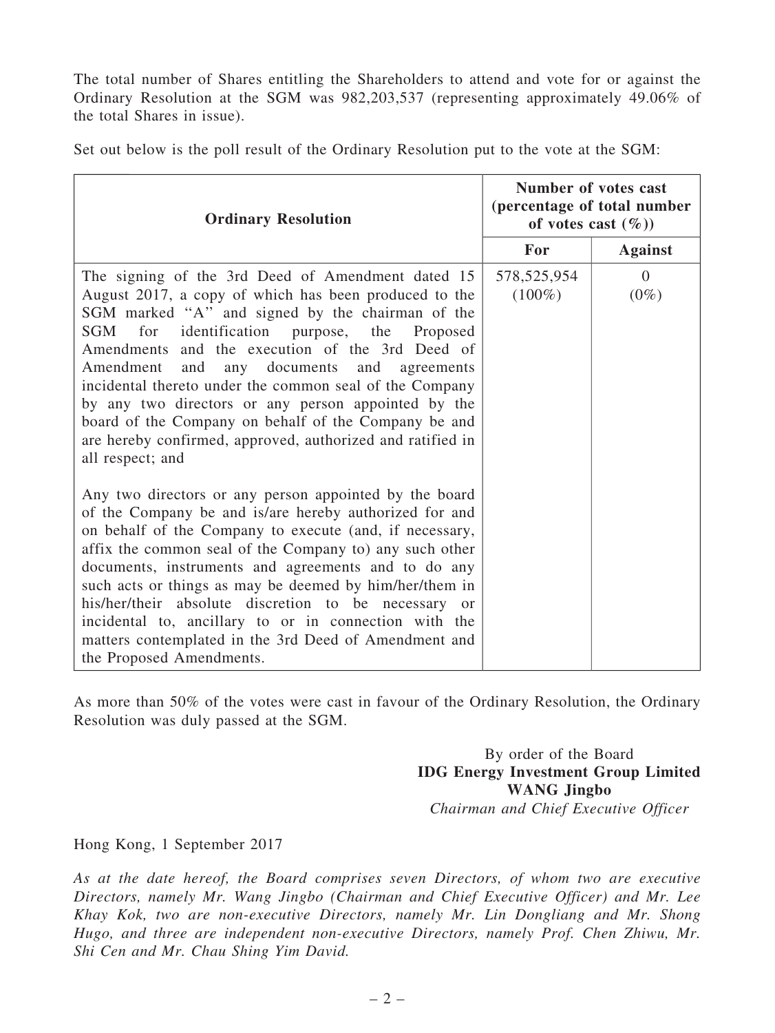The total number of Shares entitling the Shareholders to attend and vote for or against the Ordinary Resolution at the SGM was 982,203,537 (representing approximately 49.06% of the total Shares in issue).

Set out below is the poll result of the Ordinary Resolution put to the vote at the SGM:

| **Ordinary Resolution** | **Number of votes cast (percentage of total number of votes cast (%))** | |
|---|---|---|
| | **For** | **Against** |
| The signing of the 3rd Deed of Amendment dated 15 August 2017, a copy of which has been produced to the SGM marked "A" and signed by the chairman of the SGM for identification purpose, the Proposed Amendments and the execution of the 3rd Deed of Amendment and any documents and agreements incidental thereto under the common seal of the Company by any two directors or any person appointed by the board of the Company on behalf of the Company be and are hereby confirmed, approved, authorized and ratified in all respect; and<br><br>Any two directors or any person appointed by the board of the Company be and is/are hereby authorized for and on behalf of the Company to execute (and, if necessary, affix the common seal of the Company to) any such other documents, instruments and agreements and to do any such acts or things as may be deemed by him/her/them in his/her/their absolute discretion to be necessary or incidental to, ancillary to or in connection with the matters contemplated in the 3rd Deed of Amendment and the Proposed Amendments. | 578,525,954 (100%) | 0 (0%) |

As more than 50% of the votes were cast in favour of the Ordinary Resolution, the Ordinary Resolution was duly passed at the SGM.

By order of the Board
**IDG Energy Investment Group Limited**
**WANG Jingbo**
*Chairman and Chief Executive Officer*

Hong Kong, 1 September 2017

*As at the date hereof, the Board comprises seven Directors, of whom two are executive Directors, namely Mr. Wang Jingbo (Chairman and Chief Executive Officer) and Mr. Lee Khay Kok, two are non-executive Directors, namely Mr. Lin Dongliang and Mr. Shong Hugo, and three are independent non-executive Directors, namely Prof. Chen Zhiwu, Mr. Shi Cen and Mr. Chau Shing Yim David.*